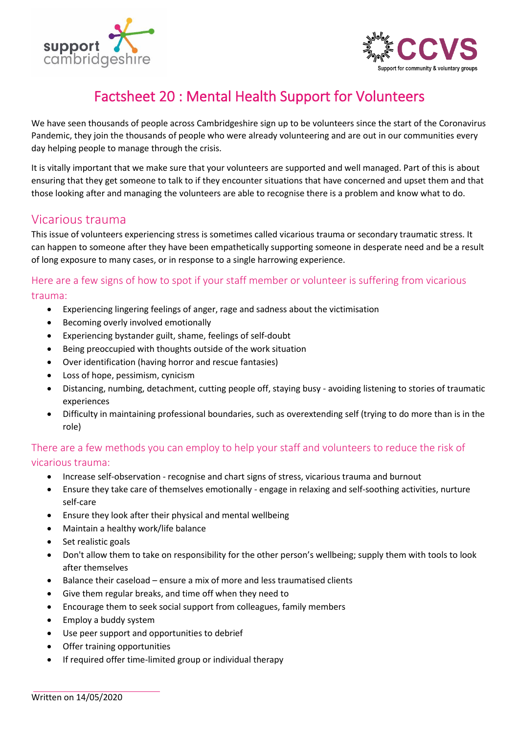# Factsheet 20 : Mental Health Support for Volunteers

We have seen thousands of people across Cambridgeshire sign up to be volunteers since the start of the Coronavirus Pandemic, they join the thousands of people who were already volunteering and are out in our communities every day helping people to manage through the crisis.

It is vitally important that we make sure that your volunteers are supported and well managed. Part of this is about ensuring that they get someone to talk to if they encounter situations that have concerned and upset them and that those looking after and managing the volunteers are able to recognise there is a problem and know what to do.

## Vicarious trauma

This issue of volunteers experiencing stress is sometimes called vicarious trauma or secondary traumatic stress. It can happen to someone after they have been empathetically supporting someone in desperate need and be a result of long exposure to many cases, or in response to a single harrowing experience.

### Here are a few signs of how to spot if your staff member or volunteer is suffering from vicarious trauma:

- Experiencing lingering feelings of anger, rage and sadness about the victimisation
- Becoming overly involved emotionally
- Experiencing bystander guilt, shame, feelings of self-doubt
- Being preoccupied with thoughts outside of the work situation
- Over identification (having horror and rescue fantasies)
- Loss of hope, pessimism, cynicism
- Distancing, numbing, detachment, cutting people off, staying busy - avoiding listening to stories of traumatic experiences
- Difficulty in maintaining professional boundaries, such as overextending self (trying to do more than is in the role)

### There are a few methods you can employ to help your staff and volunteers to reduce the risk of vicarious trauma:

- Increase self-observation - recognise and chart signs of stress, vicarious trauma and burnout
- Ensure they take care of themselves emotionally - engage in relaxing and self-soothing activities, nurture self-care
- Ensure they look after their physical and mental wellbeing
- Maintain a healthy work/life balance
- Set realistic goals
- Don't allow them to take on responsibility for the other person's wellbeing; supply them with tools to look after themselves
- Balance their caseload – ensure a mix of more and less traumatised clients
- Give them regular breaks, and time off when they need to
- Encourage them to seek social support from colleagues, family members
- Employ a buddy system
- Use peer support and opportunities to debrief
- Offer training opportunities
- If required offer time-limited group or individual therapy

Written on 14/05/2020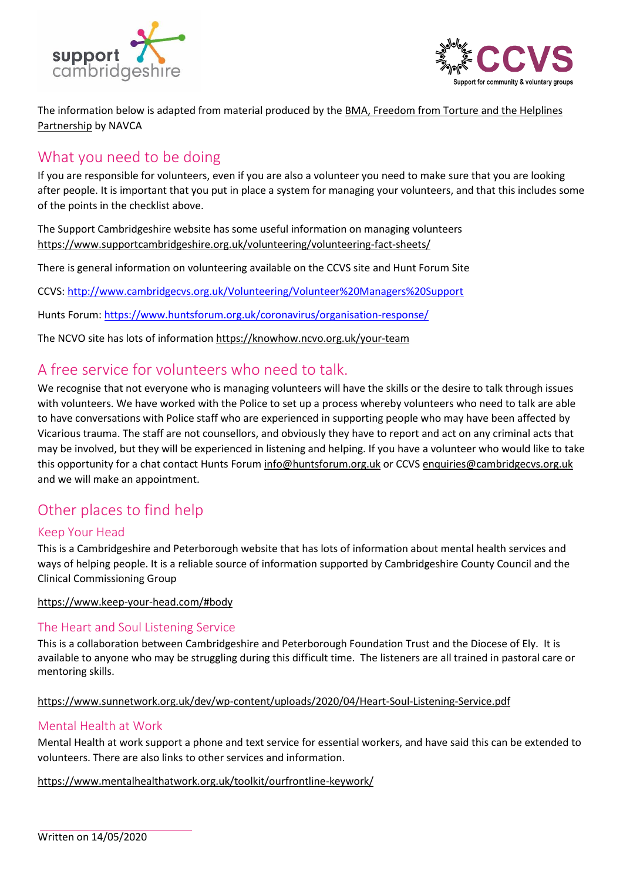The information below is adapted from material produced by the BMA, Freedom from Torture and the Helplines Partnership by NAVCA

## What you need to be doing

If you are responsible for volunteers, even if you are also a volunteer you need to make sure that you are looking after people. It is important that you put in place a system for managing your volunteers, and that this includes some of the points in the checklist above.

The Support Cambridgeshire website has some useful information on managing volunteers https://www.supportcambridgeshire.org.uk/volunteering/volunteering-fact-sheets/

There is general information on volunteering available on the CCVS site and Hunt Forum Site

CCVS: http://www.cambridgecvs.org.uk/Volunteering/Volunteer%20Managers%20Support

Hunts Forum: https://www.huntsforum.org.uk/coronavirus/organisation-response/

The NCVO site has lots of information https://knowhow.ncvo.org.uk/your-team

## A free service for volunteers who need to talk.

We recognise that not everyone who is managing volunteers will have the skills or the desire to talk through issues with volunteers. We have worked with the Police to set up a process whereby volunteers who need to talk are able to have conversations with Police staff who are experienced in supporting people who may have been affected by Vicarious trauma. The staff are not counsellors, and obviously they have to report and act on any criminal acts that may be involved, but they will be experienced in listening and helping. If you have a volunteer who would like to take this opportunity for a chat contact Hunts Forum info@huntsforum.org.uk or CCVS enquiries@cambridgecvs.org.uk and we will make an appointment.

## Other places to find help

### Keep Your Head

This is a Cambridgeshire and Peterborough website that has lots of information about mental health services and ways of helping people. It is a reliable source of information supported by Cambridgeshire County Council and the Clinical Commissioning Group

https://www.keep-your-head.com/#body

### The Heart and Soul Listening Service

This is a collaboration between Cambridgeshire and Peterborough Foundation Trust and the Diocese of Ely. It is available to anyone who may be struggling during this difficult time. The listeners are all trained in pastoral care or mentoring skills.

https://www.sunnetwork.org.uk/dev/wp-content/uploads/2020/04/Heart-Soul-Listening-Service.pdf

### Mental Health at Work

Mental Health at work support a phone and text service for essential workers, and have said this can be extended to volunteers. There are also links to other services and information.

https://www.mentalhealthatwork.org.uk/toolkit/ourfrontline-keywork/

Written on 14/05/2020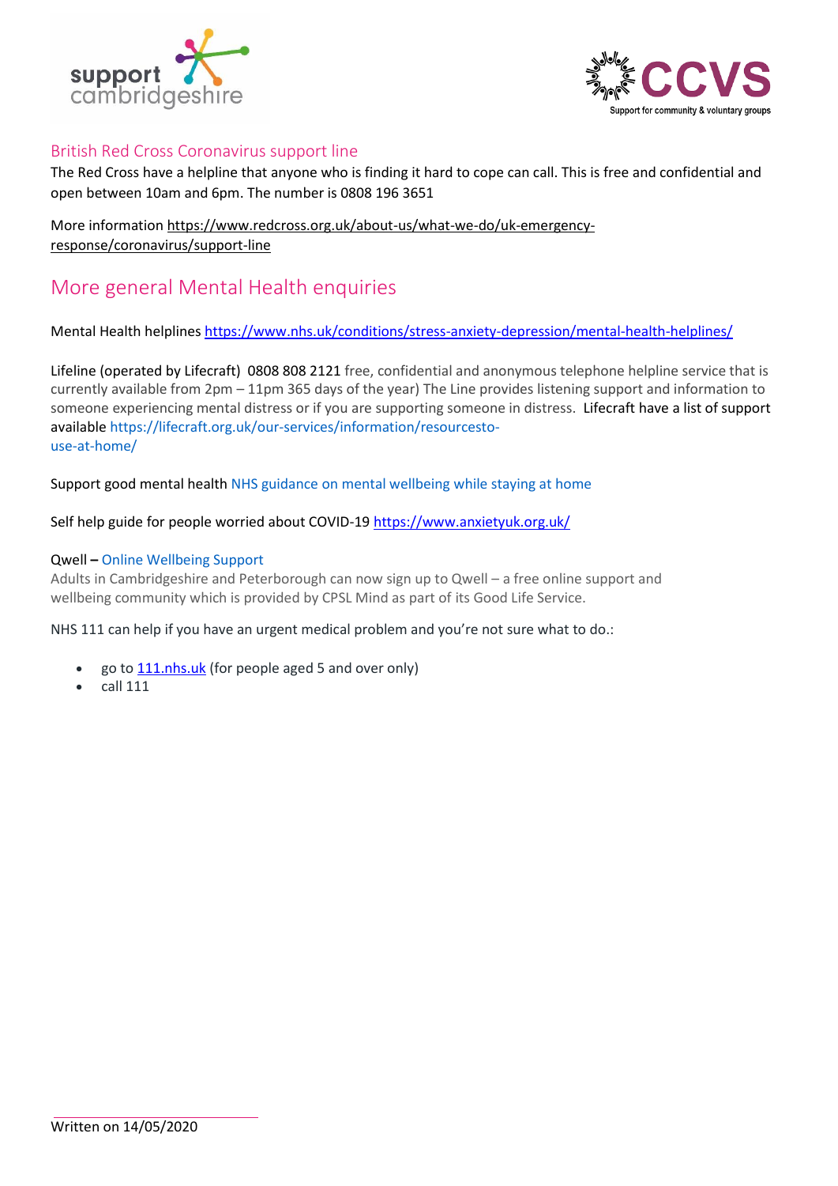### British Red Cross Coronavirus support line

The Red Cross have a helpline that anyone who is finding it hard to cope can call. This is free and confidential and open between 10am and 6pm. The number is 0808 196 3651

More information https://www.redcross.org.uk/about-us/what-we-do/uk-emergency-response/coronavirus/support-line

## More general Mental Health enquiries

Mental Health helplines https://www.nhs.uk/conditions/stress-anxiety-depression/mental-health-helplines/

Lifeline (operated by Lifecraft) 0808 808 2121 free, confidential and anonymous telephone helpline service that is currently available from 2pm – 11pm 365 days of the year) The Line provides listening support and information to someone experiencing mental distress or if you are supporting someone in distress. Lifecraft have a list of support available https://lifecraft.org.uk/our-services/information/resourcesto-use-at-home/

Support good mental health NHS guidance on mental wellbeing while staying at home

Self help guide for people worried about COVID-19 https://www.anxietyuk.org.uk/

Qwell – Online Wellbeing Support
Adults in Cambridgeshire and Peterborough can now sign up to Qwell – a free online support and wellbeing community which is provided by CPSL Mind as part of its Good Life Service.

NHS 111 can help if you have an urgent medical problem and you're not sure what to do.:

- go to 111.nhs.uk (for people aged 5 and over only)
- call 111

Written on 14/05/2020